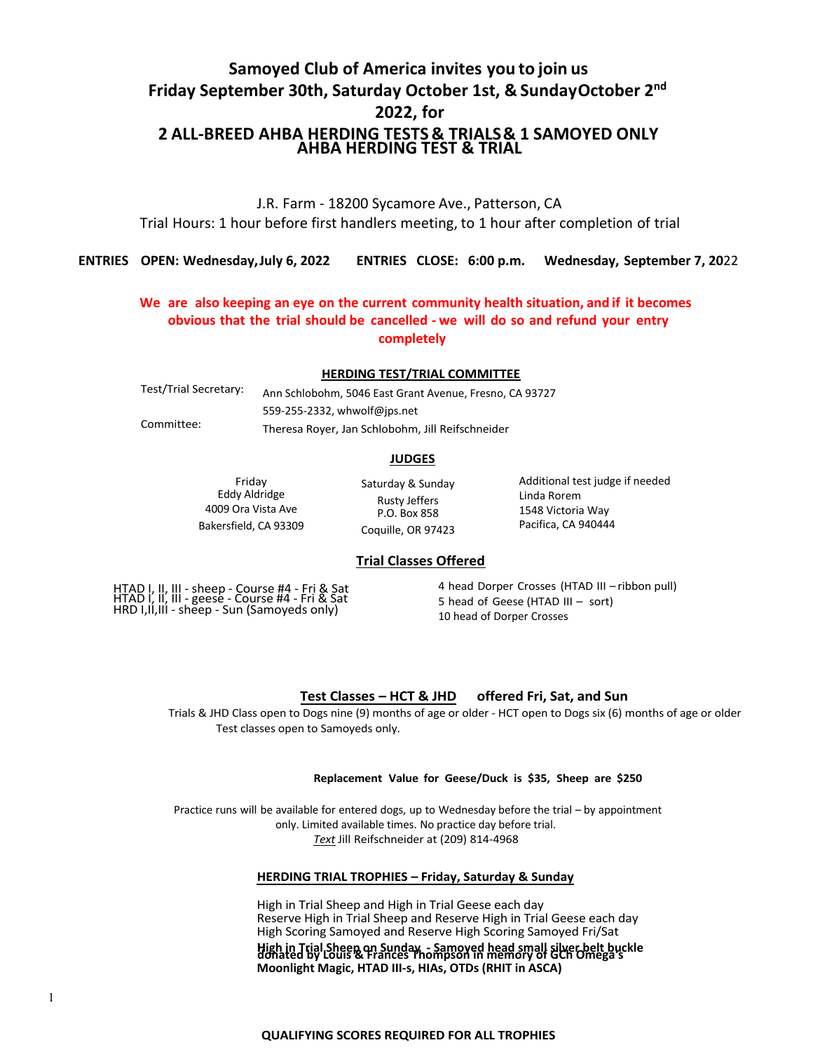# Samoyed Club of America invites you to join us Friday September 30th, Saturday October 1st, & Sunday October 2nd 2022, for

# 2 ALL-BREED AHBA HERDING TESTS & TRIALS & 1 SAMOYED ONLY AHBA HERDING TEST & TRIAL

J.R. Farm - 18200 Sycamore Ave., Patterson, CA

Trial Hours: 1 hour before first handlers meeting, to 1 hour after completion of trial

**ENTRIES OPEN: Wednesday, July 6, 2022 ENTRIES CLOSE: 6:00 p.m. Wednesday, September 7, 2022**

**We are also keeping an eye on the current community health situation, and if it becomes obvious that the trial should be cancelled - we will do so and refund your entry completely**

## HERDING TEST/TRIAL COMMITTEE

Test/Trial Secretary: Ann Schlobohm, 5046 East Grant Avenue, Fresno, CA 93727
559-255-2332, whwolf@jps.net

Committee: Theresa Royer, Jan Schlobohm, Jill Reifschneider

## JUDGES

| Friday | Saturday & Sunday | Additional test judge if needed |
|---|---|---|
| Eddy Aldridge | Rusty Jeffers | Linda Rorem |
| 4009 Ora Vista Ave | P.O. Box 858 | 1548 Victoria Way |
| Bakersfield, CA 93309 | Coquille, OR 97423 | Pacifica, CA 940444 |

## Trial Classes Offered

HTAD I, II, III - sheep - Course #4 - Fri & Sat
HTAD I, II, III - geese - Course #4 - Fri & Sat
HRD I,II,III - sheep - Sun (Samoyeds only)

4 head Dorper Crosses (HTAD III – ribbon pull)
5 head of Geese (HTAD III – sort)
10 head of Dorper Crosses

## Test Classes – HCT & JHD offered Fri, Sat, and Sun

Trials & JHD Class open to Dogs nine (9) months of age or older - HCT open to Dogs six (6) months of age or older
Test classes open to Samoyeds only.

**Replacement Value for Geese/Duck is $35, Sheep are $250**

Practice runs will be available for entered dogs, up to Wednesday before the trial – by appointment only. Limited available times. No practice day before trial.
*Text* Jill Reifschneider at (209) 814-4968

## HERDING TRIAL TROPHIES – Friday, Saturday & Sunday

High in Trial Sheep and High in Trial Geese each day
Reserve High in Trial Sheep and Reserve High in Trial Geese each day
High Scoring Samoyed and Reserve High Scoring Samoyed Fri/Sat
**High in Trial Sheep on Sunday - Samoyed head small silver belt buckle donated by Louis & Frances Thompson in memory of GCh Omega's Moonlight Magic, HTAD III-s, HIAs, OTDs (RHIT in ASCA)**

**QUALIFYING SCORES REQUIRED FOR ALL TROPHIES**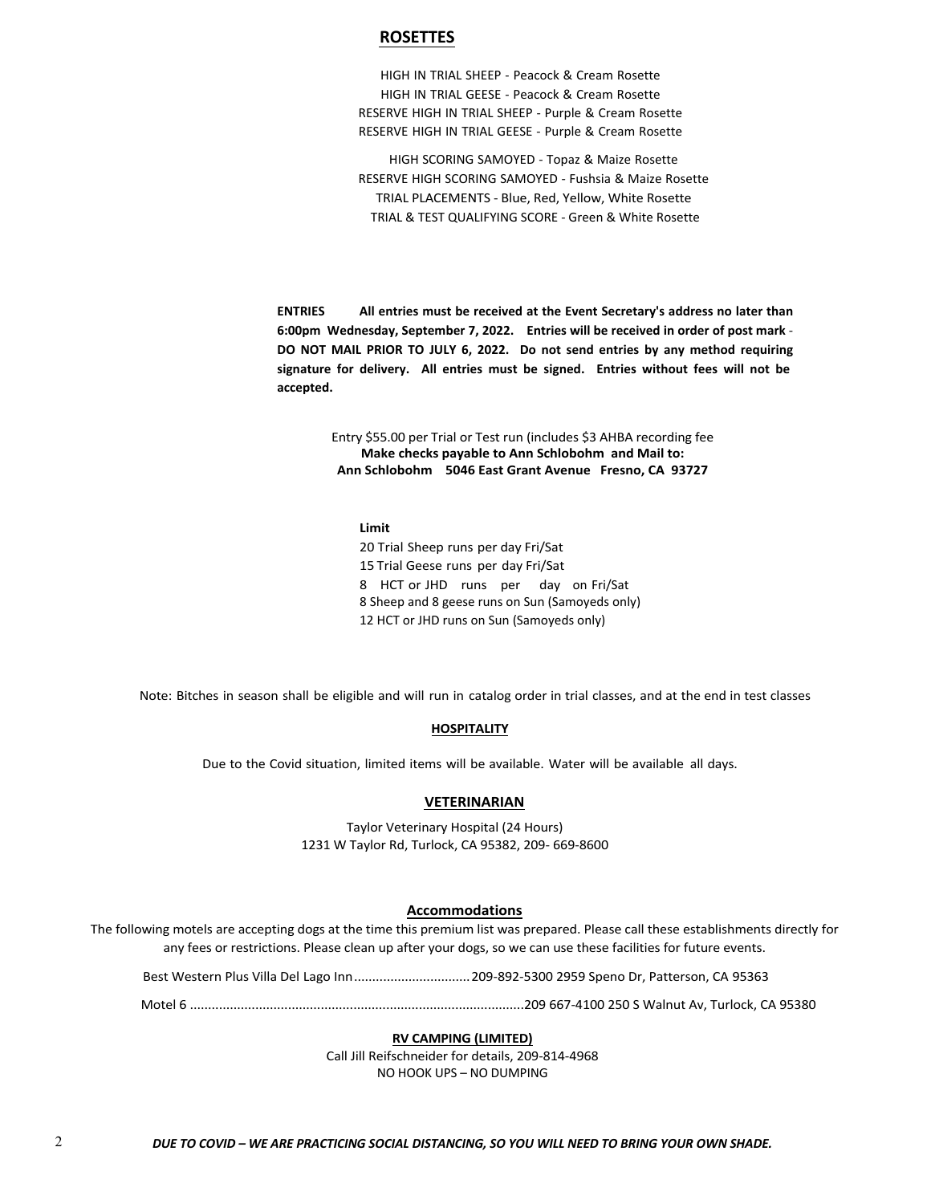## ROSETTES

HIGH IN TRIAL SHEEP - Peacock & Cream Rosette
HIGH IN TRIAL GEESE - Peacock & Cream Rosette
RESERVE HIGH IN TRIAL SHEEP - Purple & Cream Rosette
RESERVE HIGH IN TRIAL GEESE - Purple & Cream Rosette

HIGH SCORING SAMOYED - Topaz & Maize Rosette
RESERVE HIGH SCORING SAMOYED - Fushsia & Maize Rosette
TRIAL PLACEMENTS - Blue, Red, Yellow, White Rosette
TRIAL & TEST QUALIFYING SCORE - Green & White Rosette

**ENTRIES** **All entries must be received at the Event Secretary's address no later than 6:00pm Wednesday, September 7, 2022. Entries will be received in order of post mark - DO NOT MAIL PRIOR TO JULY 6, 2022. Do not send entries by any method requiring signature for delivery. All entries must be signed. Entries without fees will not be accepted.**

Entry $55.00 per Trial or Test run (includes $3 AHBA recording fee
**Make checks payable to Ann Schlobohm and Mail to:**
**Ann Schlobohm 5046 East Grant Avenue Fresno, CA 93727**

**Limit**

20 Trial Sheep runs per day Fri/Sat
15 Trial Geese runs per day Fri/Sat
8 HCT or JHD runs per day on Fri/Sat
8 Sheep and 8 geese runs on Sun (Samoyeds only)
12 HCT or JHD runs on Sun (Samoyeds only)

Note: Bitches in season shall be eligible and will run in catalog order in trial classes, and at the end in test classes

## HOSPITALITY

Due to the Covid situation, limited items will be available. Water will be available all days.

## VETERINARIAN

Taylor Veterinary Hospital (24 Hours)
1231 W Taylor Rd, Turlock, CA 95382, 209- 669-8600

## Accommodations

The following motels are accepting dogs at the time this premium list was prepared. Please call these establishments directly for any fees or restrictions. Please clean up after your dogs, so we can use these facilities for future events.

Best Western Plus Villa Del Lago Inn................................209-892-5300 2959 Speno Dr, Patterson, CA 95363

Motel 6 ..........................................................................................209 667-4100 250 S Walnut Av, Turlock, CA 95380

## RV CAMPING (LIMITED)

Call Jill Reifschneider for details, 209-814-4968
NO HOOK UPS – NO DUMPING

***DUE TO COVID – WE ARE PRACTICING SOCIAL DISTANCING, SO YOU WILL NEED TO BRING YOUR OWN SHADE.***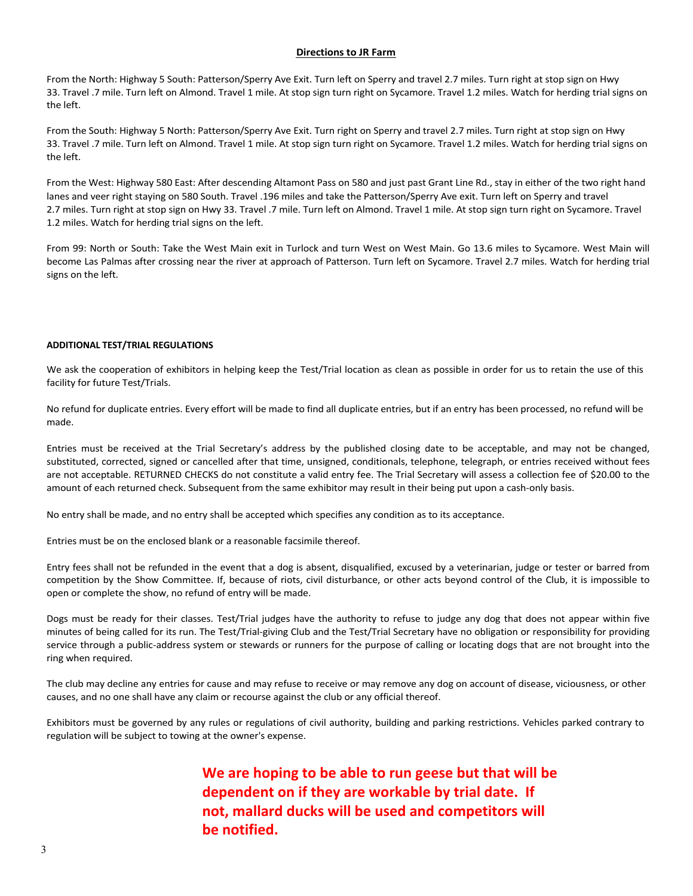## Directions to JR Farm

From the North: Highway 5 South: Patterson/Sperry Ave Exit. Turn left on Sperry and travel 2.7 miles. Turn right at stop sign on Hwy 33. Travel .7 mile. Turn left on Almond. Travel 1 mile. At stop sign turn right on Sycamore. Travel 1.2 miles. Watch for herding trial signs on the left.

From the South: Highway 5 North: Patterson/Sperry Ave Exit. Turn right on Sperry and travel 2.7 miles. Turn right at stop sign on Hwy 33. Travel .7 mile. Turn left on Almond. Travel 1 mile. At stop sign turn right on Sycamore. Travel 1.2 miles. Watch for herding trial signs on the left.

From the West: Highway 580 East: After descending Altamont Pass on 580 and just past Grant Line Rd., stay in either of the two right hand lanes and veer right staying on 580 South. Travel .196 miles and take the Patterson/Sperry Ave exit. Turn left on Sperry and travel 2.7 miles. Turn right at stop sign on Hwy 33. Travel .7 mile. Turn left on Almond. Travel 1 mile. At stop sign turn right on Sycamore. Travel 1.2 miles. Watch for herding trial signs on the left.

From 99: North or South: Take the West Main exit in Turlock and turn West on West Main. Go 13.6 miles to Sycamore. West Main will become Las Palmas after crossing near the river at approach of Patterson. Turn left on Sycamore. Travel 2.7 miles. Watch for herding trial signs on the left.

### ADDITIONAL TEST/TRIAL REGULATIONS

We ask the cooperation of exhibitors in helping keep the Test/Trial location as clean as possible in order for us to retain the use of this facility for future Test/Trials.

No refund for duplicate entries. Every effort will be made to find all duplicate entries, but if an entry has been processed, no refund will be made.

Entries must be received at the Trial Secretary's address by the published closing date to be acceptable, and may not be changed, substituted, corrected, signed or cancelled after that time, unsigned, conditionals, telephone, telegraph, or entries received without fees are not acceptable. RETURNED CHECKS do not constitute a valid entry fee. The Trial Secretary will assess a collection fee of $20.00 to the amount of each returned check. Subsequent from the same exhibitor may result in their being put upon a cash-only basis.

No entry shall be made, and no entry shall be accepted which specifies any condition as to its acceptance.

Entries must be on the enclosed blank or a reasonable facsimile thereof.

Entry fees shall not be refunded in the event that a dog is absent, disqualified, excused by a veterinarian, judge or tester or barred from competition by the Show Committee. If, because of riots, civil disturbance, or other acts beyond control of the Club, it is impossible to open or complete the show, no refund of entry will be made.

Dogs must be ready for their classes. Test/Trial judges have the authority to refuse to judge any dog that does not appear within five minutes of being called for its run. The Test/Trial-giving Club and the Test/Trial Secretary have no obligation or responsibility for providing service through a public-address system or stewards or runners for the purpose of calling or locating dogs that are not brought into the ring when required.

The club may decline any entries for cause and may refuse to receive or may remove any dog on account of disease, viciousness, or other causes, and no one shall have any claim or recourse against the club or any official thereof.

Exhibitors must be governed by any rules or regulations of civil authority, building and parking restrictions. Vehicles parked contrary to regulation will be subject to towing at the owner's expense.

**We are hoping to be able to run geese but that will be dependent on if they are workable by trial date. If not, mallard ducks will be used and competitors will be notified.**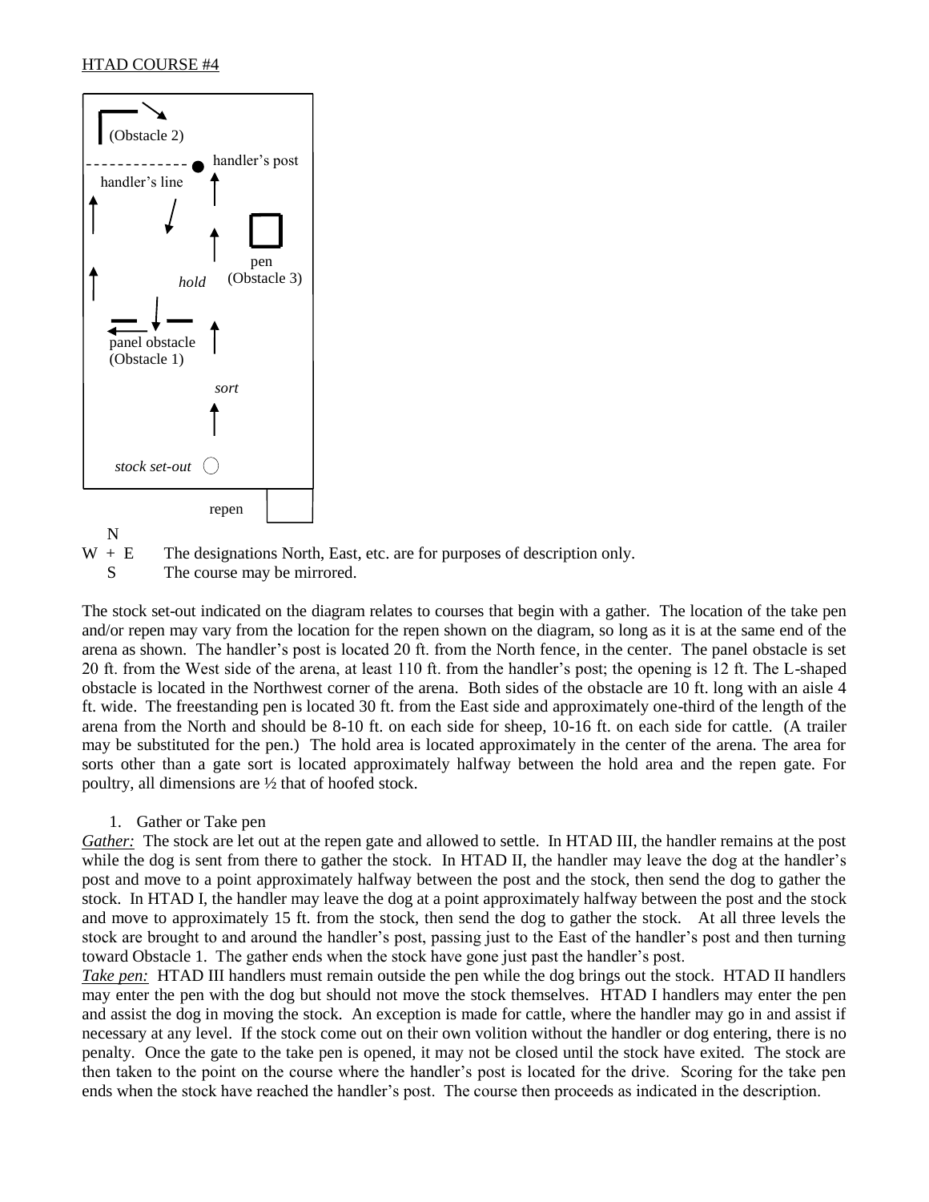HTAD COURSE #4

(Obstacle 2)

handler's post

handler's line

pen
(Obstacle 3)

*hold*

panel obstacle
(Obstacle 1)

*sort*

*stock set-out*

repen

N
W + E The designations North, East, etc. are for purposes of description only.
S The course may be mirrored.

The stock set-out indicated on the diagram relates to courses that begin with a gather. The location of the take pen and/or repen may vary from the location for the repen shown on the diagram, so long as it is at the same end of the arena as shown. The handler's post is located 20 ft. from the North fence, in the center. The panel obstacle is set 20 ft. from the West side of the arena, at least 110 ft. from the handler's post; the opening is 12 ft. The L-shaped obstacle is located in the Northwest corner of the arena. Both sides of the obstacle are 10 ft. long with an aisle 4 ft. wide. The freestanding pen is located 30 ft. from the East side and approximately one-third of the length of the arena from the North and should be 8-10 ft. on each side for sheep, 10-16 ft. on each side for cattle. (A trailer may be substituted for the pen.) The hold area is located approximately in the center of the arena. The area for sorts other than a gate sort is located approximately halfway between the hold area and the repen gate. For poultry, all dimensions are ½ that of hoofed stock.

1. Gather or Take pen

*Gather:* The stock are let out at the repen gate and allowed to settle. In HTAD III, the handler remains at the post while the dog is sent from there to gather the stock. In HTAD II, the handler may leave the dog at the handler's post and move to a point approximately halfway between the post and the stock, then send the dog to gather the stock. In HTAD I, the handler may leave the dog at a point approximately halfway between the post and the stock and move to approximately 15 ft. from the stock, then send the dog to gather the stock. At all three levels the stock are brought to and around the handler's post, passing just to the East of the handler's post and then turning toward Obstacle 1. The gather ends when the stock have gone just past the handler's post.

*Take pen:* HTAD III handlers must remain outside the pen while the dog brings out the stock. HTAD II handlers may enter the pen with the dog but should not move the stock themselves. HTAD I handlers may enter the pen and assist the dog in moving the stock. An exception is made for cattle, where the handler may go in and assist if necessary at any level. If the stock come out on their own volition without the handler or dog entering, there is no penalty. Once the gate to the take pen is opened, it may not be closed until the stock have exited. The stock are then taken to the point on the course where the handler's post is located for the drive. Scoring for the take pen ends when the stock have reached the handler's post. The course then proceeds as indicated in the description.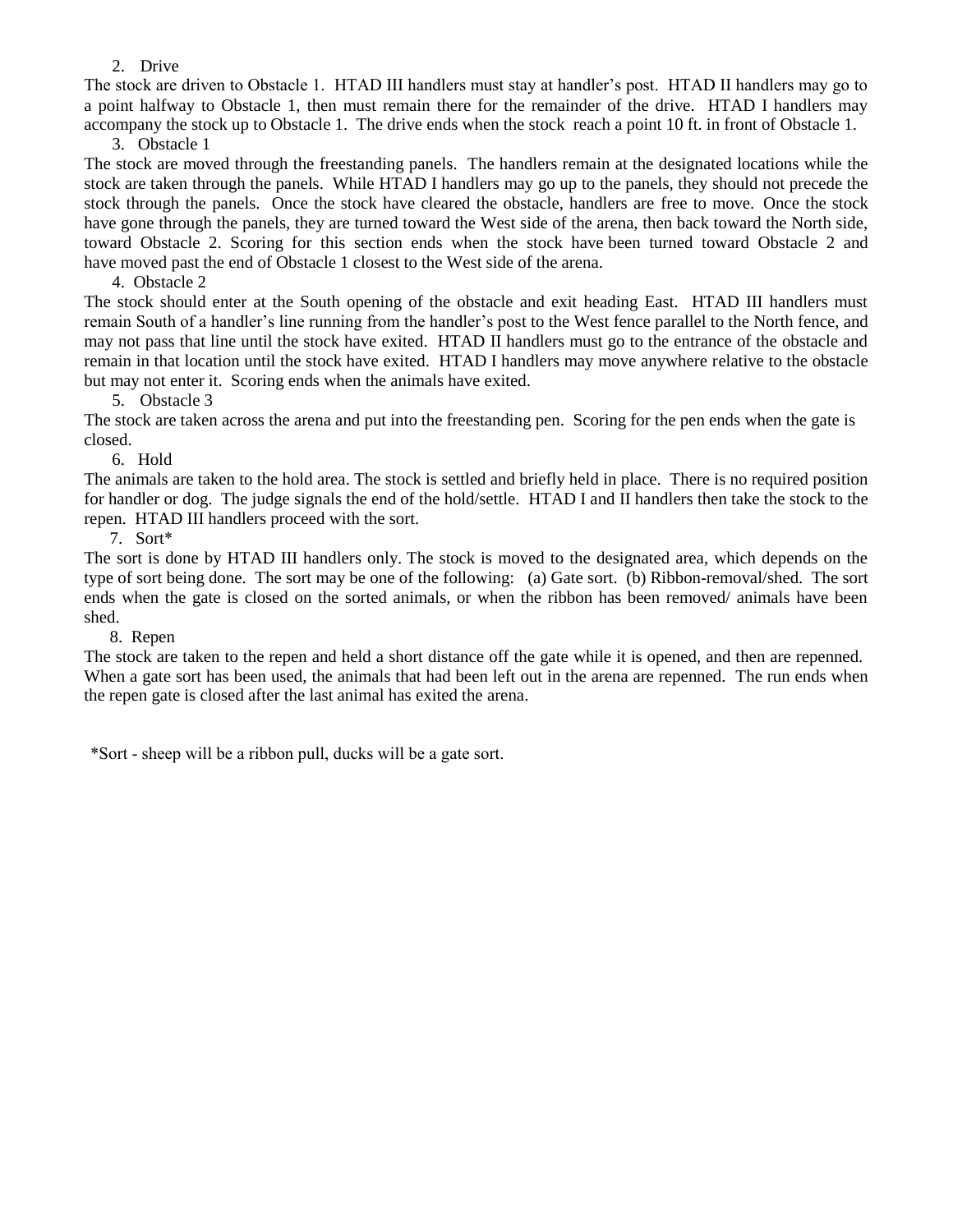2. Drive

The stock are driven to Obstacle 1. HTAD III handlers must stay at handler's post. HTAD II handlers may go to a point halfway to Obstacle 1, then must remain there for the remainder of the drive. HTAD I handlers may accompany the stock up to Obstacle 1. The drive ends when the stock reach a point 10 ft. in front of Obstacle 1.

3. Obstacle 1

The stock are moved through the freestanding panels. The handlers remain at the designated locations while the stock are taken through the panels. While HTAD I handlers may go up to the panels, they should not precede the stock through the panels. Once the stock have cleared the obstacle, handlers are free to move. Once the stock have gone through the panels, they are turned toward the West side of the arena, then back toward the North side, toward Obstacle 2. Scoring for this section ends when the stock have been turned toward Obstacle 2 and have moved past the end of Obstacle 1 closest to the West side of the arena.

4. Obstacle 2

The stock should enter at the South opening of the obstacle and exit heading East. HTAD III handlers must remain South of a handler's line running from the handler's post to the West fence parallel to the North fence, and may not pass that line until the stock have exited. HTAD II handlers must go to the entrance of the obstacle and remain in that location until the stock have exited. HTAD I handlers may move anywhere relative to the obstacle but may not enter it. Scoring ends when the animals have exited.

5. Obstacle 3

The stock are taken across the arena and put into the freestanding pen. Scoring for the pen ends when the gate is closed.

6. Hold

The animals are taken to the hold area. The stock is settled and briefly held in place. There is no required position for handler or dog. The judge signals the end of the hold/settle. HTAD I and II handlers then take the stock to the repen. HTAD III handlers proceed with the sort.

7. Sort*

The sort is done by HTAD III handlers only. The stock is moved to the designated area, which depends on the type of sort being done. The sort may be one of the following: (a) Gate sort. (b) Ribbon-removal/shed. The sort ends when the gate is closed on the sorted animals, or when the ribbon has been removed/ animals have been shed.

8. Repen

The stock are taken to the repen and held a short distance off the gate while it is opened, and then are repenned. When a gate sort has been used, the animals that had been left out in the arena are repenned. The run ends when the repen gate is closed after the last animal has exited the arena.

*Sort - sheep will be a ribbon pull, ducks will be a gate sort.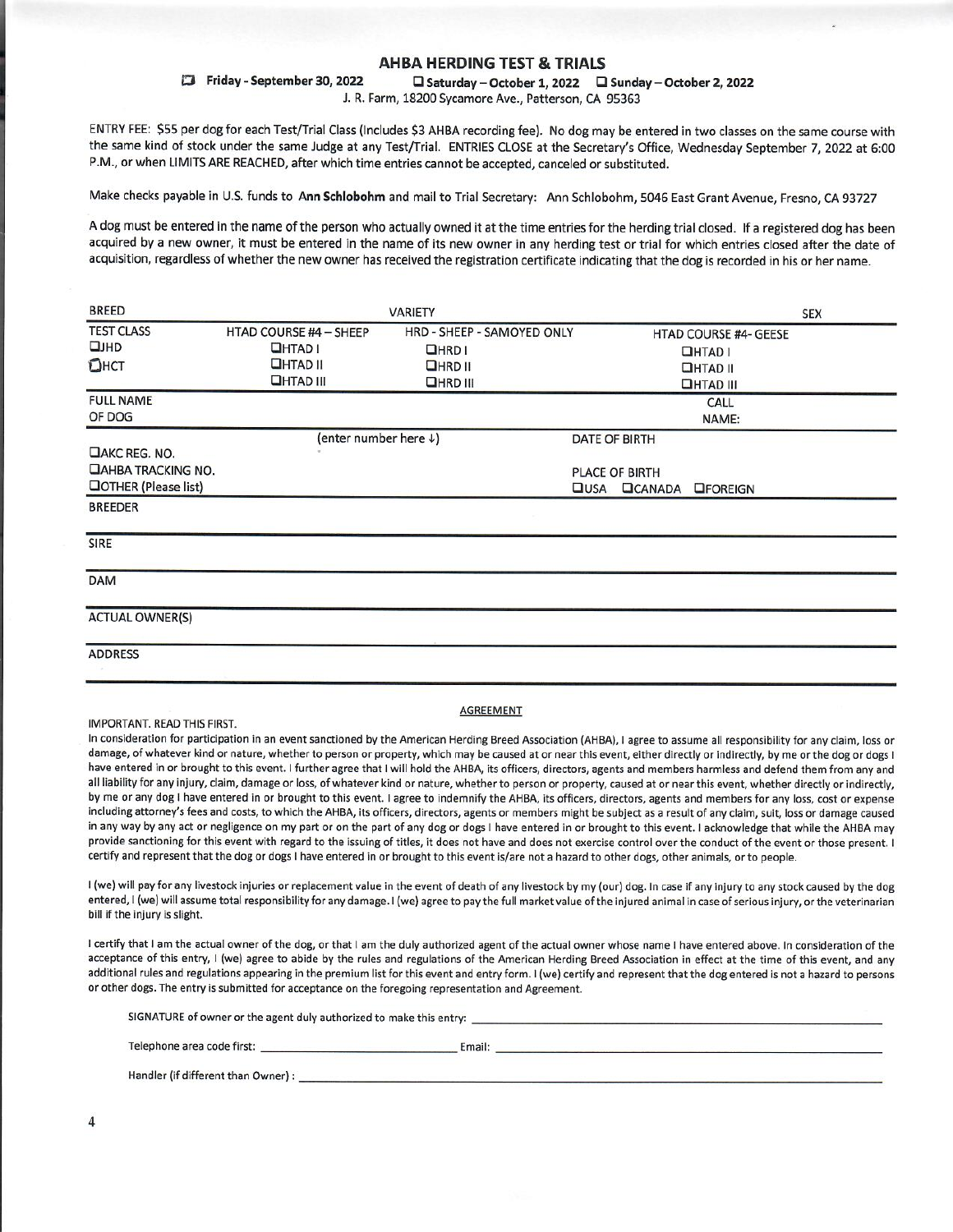# AHBA HERDING TEST & TRIALS

☐ Friday - September 30, 2022 ☐ Saturday – October 1, 2022 ☐ Sunday – October 2, 2022

J. R. Farm, 18200 Sycamore Ave., Patterson, CA 95363

ENTRY FEE: $55 per dog for each Test/Trial Class (Includes $3 AHBA recording fee). No dog may be entered in two classes on the same course with the same kind of stock under the same Judge at any Test/Trial. ENTRIES CLOSE at the Secretary's Office, Wednesday September 7, 2022 at 6:00 P.M., or when LIMITS ARE REACHED, after which time entries cannot be accepted, canceled or substituted.

Make checks payable in U.S. funds to **Ann Schlobohm** and mail to Trial Secretary: Ann Schlobohm, 5046 East Grant Avenue, Fresno, CA 93727

A dog must be entered in the name of the person who actually owned it at the time entries for the herding trial closed. If a registered dog has been acquired by a new owner, it must be entered in the name of its new owner in any herding test or trial for which entries closed after the date of acquisition, regardless of whether the new owner has received the registration certificate indicating that the dog is recorded in his or her name.

| BREED | | VARIETY | | SEX |
|---|---|---|---|---|
| TEST CLASS | HTAD COURSE #4 – SHEEP | HRD - SHEEP - SAMOYED ONLY | HTAD COURSE #4- GEESE | |
| ☐JHD | ☐HTAD I | ☐HRD I | ☐HTAD I | |
| ☐HCT | ☐HTAD II | ☐HRD II | ☐HTAD II | |
| | ☐HTAD III | ☐HRD III | ☐HTAD III | |
| FULL NAME OF DOG | | | | CALL NAME: |
| | (enter number here ↓) | | DATE OF BIRTH | |
| ☐AKC REG. NO. | | | | |
| ☐AHBA TRACKING NO. | | | PLACE OF BIRTH | |
| ☐OTHER (Please list) | | | ☐USA ☐CANADA ☐FOREIGN | |
| BREEDER | | | | |
| SIRE | | | | |
| DAM | | | | |
| ACTUAL OWNER(S) | | | | |
| ADDRESS | | | | |

## AGREEMENT

IMPORTANT. READ THIS FIRST.

In consideration for participation in an event sanctioned by the American Herding Breed Association (AHBA), I agree to assume all responsibility for any claim, loss or damage, of whatever kind or nature, whether to person or property, which may be caused at or near this event, either directly or indirectly, by me or the dog or dogs I have entered in or brought to this event. I further agree that I will hold the AHBA, its officers, directors, agents and members harmless and defend them from any and all liability for any injury, claim, damage or loss, of whatever kind or nature, whether to person or property, caused at or near this event, whether directly or indirectly, by me or any dog I have entered in or brought to this event. I agree to indemnify the AHBA, its officers, directors, agents and members for any loss, cost or expense including attorney's fees and costs, to which the AHBA, its officers, directors, agents or members might be subject as a result of any claim, suit, loss or damage caused in any way by any act or negligence on my part or on the part of any dog or dogs I have entered in or brought to this event. I acknowledge that while the AHBA may provide sanctioning for this event with regard to the issuing of titles, it does not have and does not exercise control over the conduct of the event or those present. I certify and represent that the dog or dogs I have entered in or brought to this event is/are not a hazard to other dogs, other animals, or to people.

I (we) will pay for any livestock injuries or replacement value in the event of death of any livestock by my (our) dog. In case if any injury to any stock caused by the dog entered, I (we) will assume total responsibility for any damage. I (we) agree to pay the full market value of the injured animal in case of serious injury, or the veterinarian bill if the injury is slight.

I certify that I am the actual owner of the dog, or that I am the duly authorized agent of the actual owner whose name I have entered above. In consideration of the acceptance of this entry, I (we) agree to abide by the rules and regulations of the American Herding Breed Association in effect at the time of this event, and any additional rules and regulations appearing in the premium list for this event and entry form. I (we) certify and represent that the dog entered is not a hazard to persons or other dogs. The entry is submitted for acceptance on the foregoing representation and Agreement.

SIGNATURE of owner or the agent duly authorized to make this entry: ____________________

Telephone area code first: ____________________ Email: ____________________

Handler (if different than Owner) : ____________________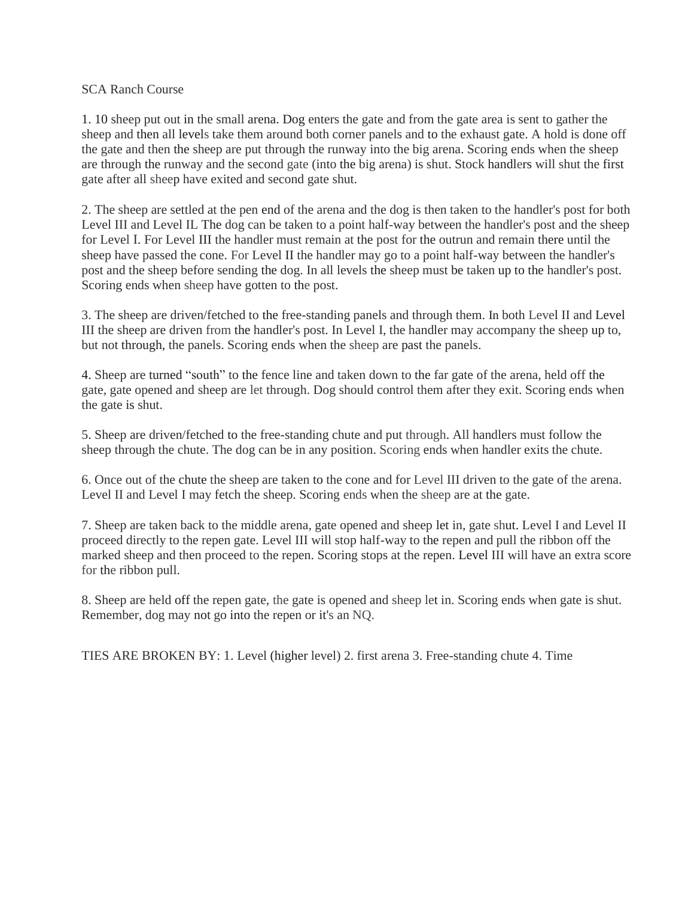SCA Ranch Course

1. 10 sheep put out in the small arena. Dog enters the gate and from the gate area is sent to gather the sheep and then all levels take them around both corner panels and to the exhaust gate. A hold is done off the gate and then the sheep are put through the runway into the big arena. Scoring ends when the sheep are through the runway and the second gate (into the big arena) is shut. Stock handlers will shut the first gate after all sheep have exited and second gate shut.

2. The sheep are settled at the pen end of the arena and the dog is then taken to the handler's post for both Level III and Level IL The dog can be taken to a point half-way between the handler's post and the sheep for Level I. For Level III the handler must remain at the post for the outrun and remain there until the sheep have passed the cone. For Level II the handler may go to a point half-way between the handler's post and the sheep before sending the dog. In all levels the sheep must be taken up to the handler's post. Scoring ends when sheep have gotten to the post.

3. The sheep are driven/fetched to the free-standing panels and through them. In both Level II and Level III the sheep are driven from the handler's post. In Level I, the handler may accompany the sheep up to, but not through, the panels. Scoring ends when the sheep are past the panels.

4. Sheep are turned “south” to the fence line and taken down to the far gate of the arena, held off the gate, gate opened and sheep are let through. Dog should control them after they exit. Scoring ends when the gate is shut.

5. Sheep are driven/fetched to the free-standing chute and put through. All handlers must follow the sheep through the chute. The dog can be in any position. Scoring ends when handler exits the chute.

6. Once out of the chute the sheep are taken to the cone and for Level III driven to the gate of the arena. Level II and Level I may fetch the sheep. Scoring ends when the sheep are at the gate.

7. Sheep are taken back to the middle arena, gate opened and sheep let in, gate shut. Level I and Level II proceed directly to the repen gate. Level III will stop half-way to the repen and pull the ribbon off the marked sheep and then proceed to the repen. Scoring stops at the repen. Level III will have an extra score for the ribbon pull.

8. Sheep are held off the repen gate, the gate is opened and sheep let in. Scoring ends when gate is shut. Remember, dog may not go into the repen or it's an NQ.

TIES ARE BROKEN BY: 1. Level (higher level) 2. first arena 3. Free-standing chute 4. Time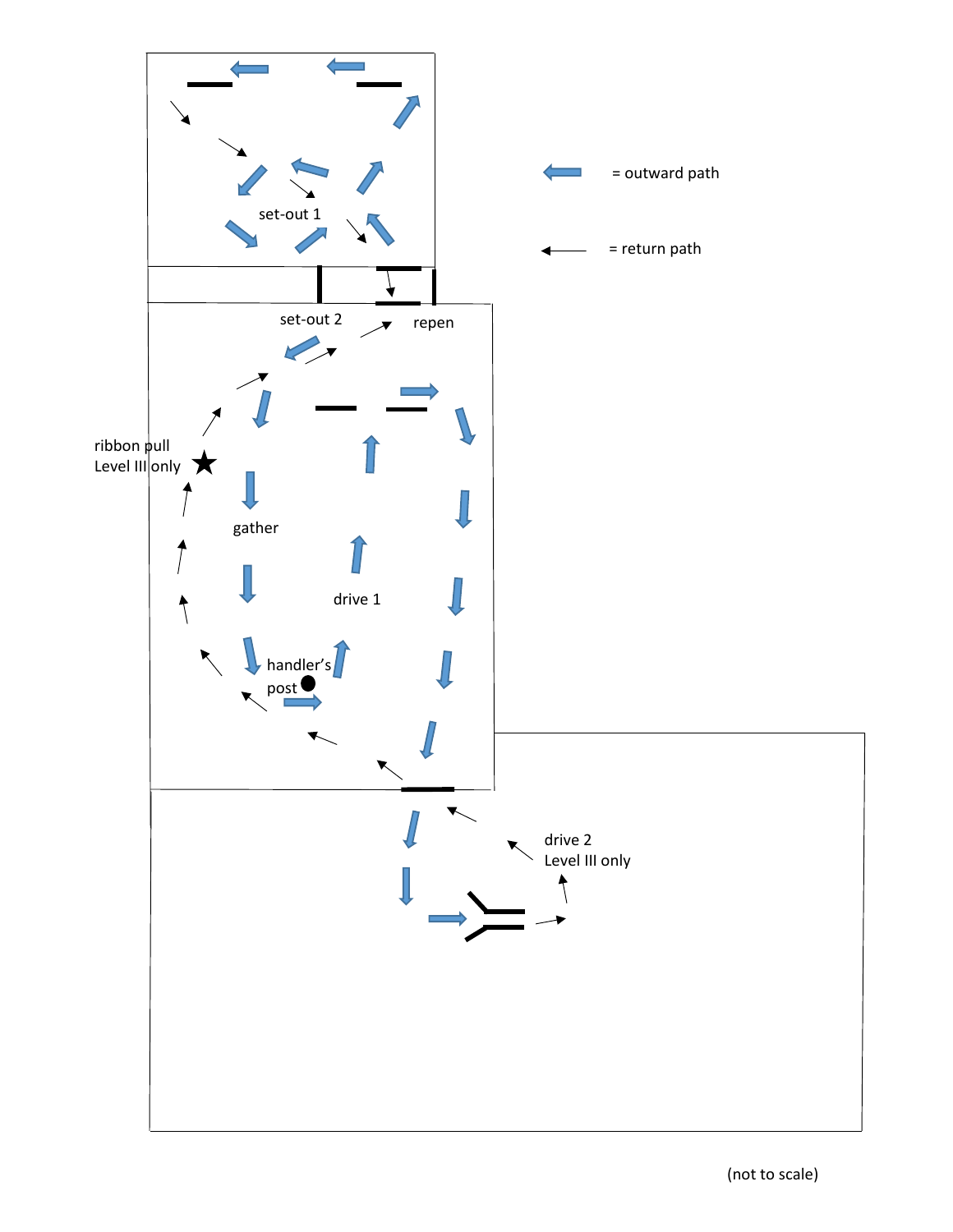= outward path

= return path

set-out 1

set-out 2

repen

ribbon pull
Level III only

gather

drive 1

handler's
post

drive 2
Level III only

(not to scale)